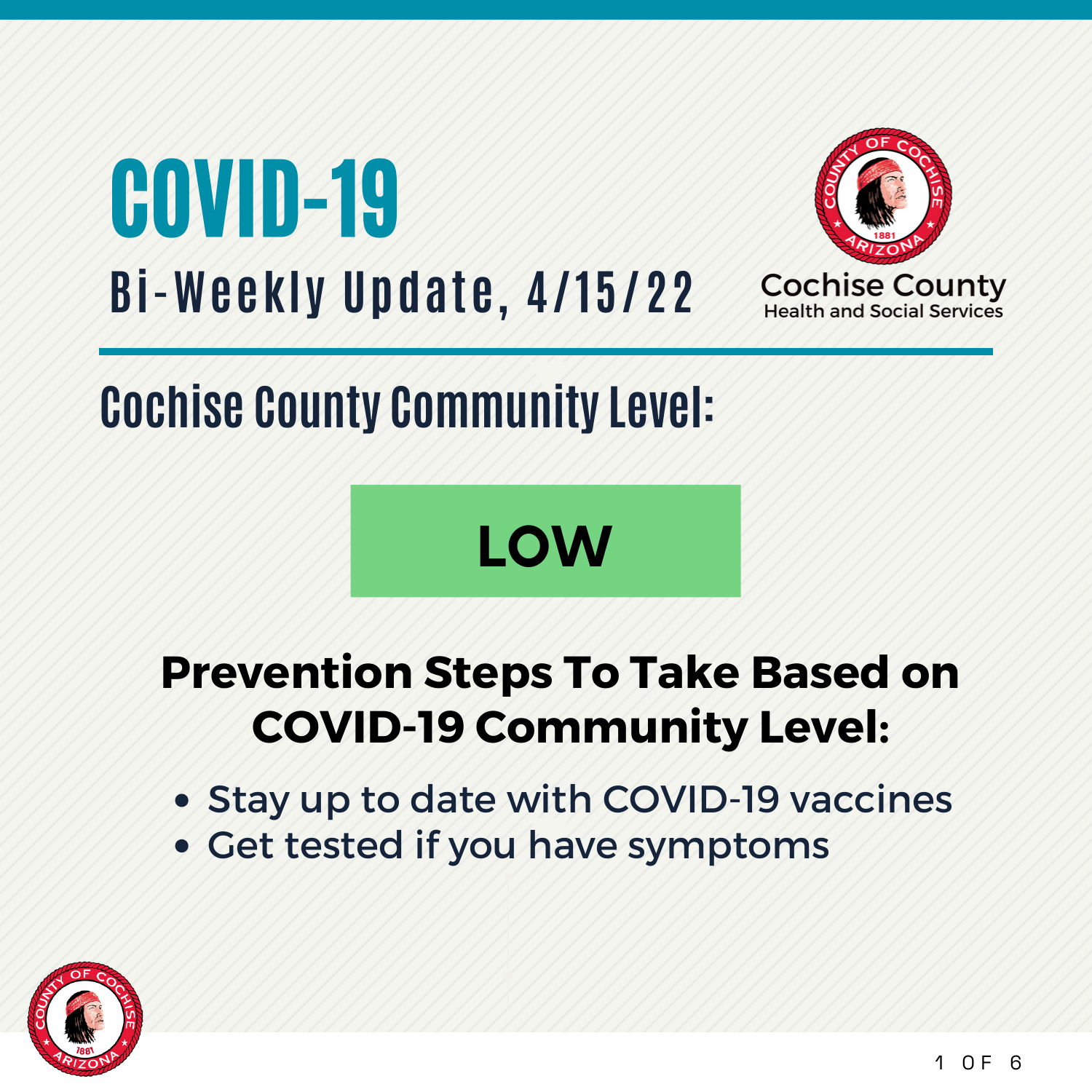# COVID-19

## Bi-Weekly Update, 4/15/22

Cochise County
Health and Social Services

## Cochise County Community Level:

**LOW**

### Prevention Steps To Take Based on COVID-19 Community Level:

- Stay up to date with COVID-19 vaccines
- Get tested if you have symptoms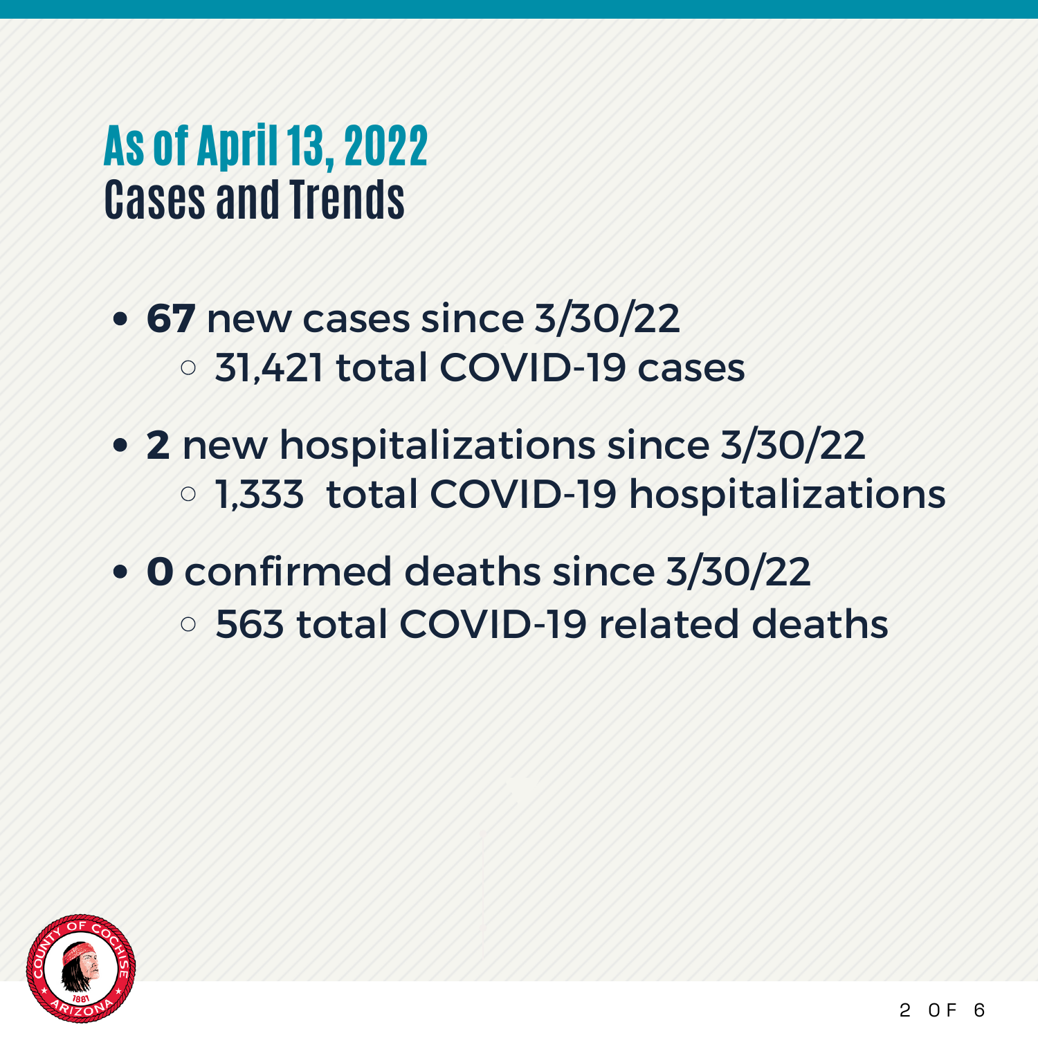# As of April 13, 2022

## Cases and Trends

- **67** new cases since 3/30/22
  - 31,421 total COVID-19 cases
- **2** new hospitalizations since 3/30/22
  - 1,333 total COVID-19 hospitalizations
- **0** confirmed deaths since 3/30/22
  - 563 total COVID-19 related deaths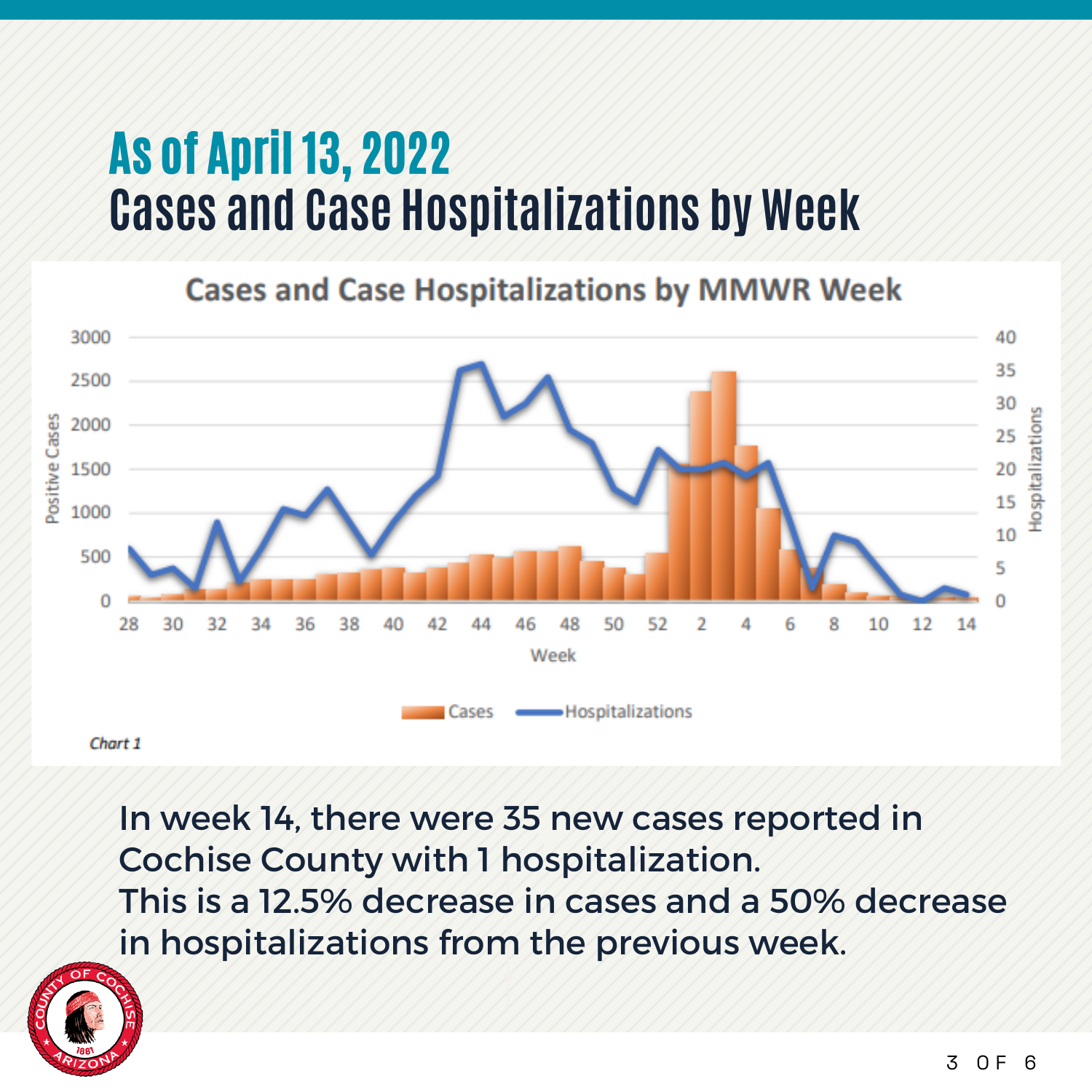# As of April 13, 2022

## Cases and Case Hospitalizations by Week

Cases and Case Hospitalizations by MMWR Week

Chart 1

In week 14, there were 35 new cases reported in Cochise County with 1 hospitalization.
This is a 12.5% decrease in cases and a 50% decrease in hospitalizations from the previous week.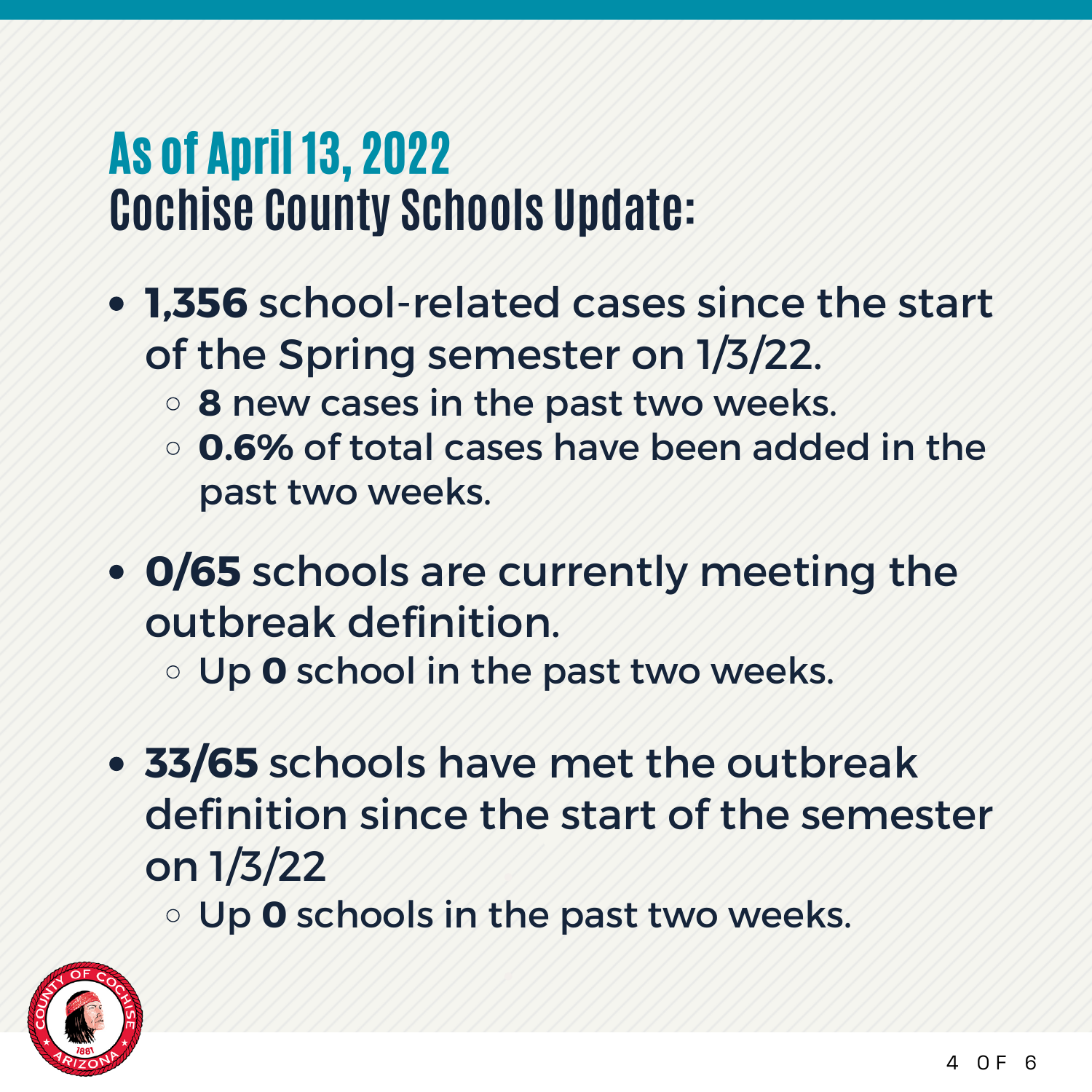# As of April 13, 2022
## Cochise County Schools Update:

- **1,356** school-related cases since the start of the Spring semester on 1/3/22.
  - **8** new cases in the past two weeks.
  - **0.6%** of total cases have been added in the past two weeks.
- **0/65** schools are currently meeting the outbreak definition.
  - Up **0** school in the past two weeks.
- **33/65** schools have met the outbreak definition since the start of the semester on 1/3/22
  - Up **0** schools in the past two weeks.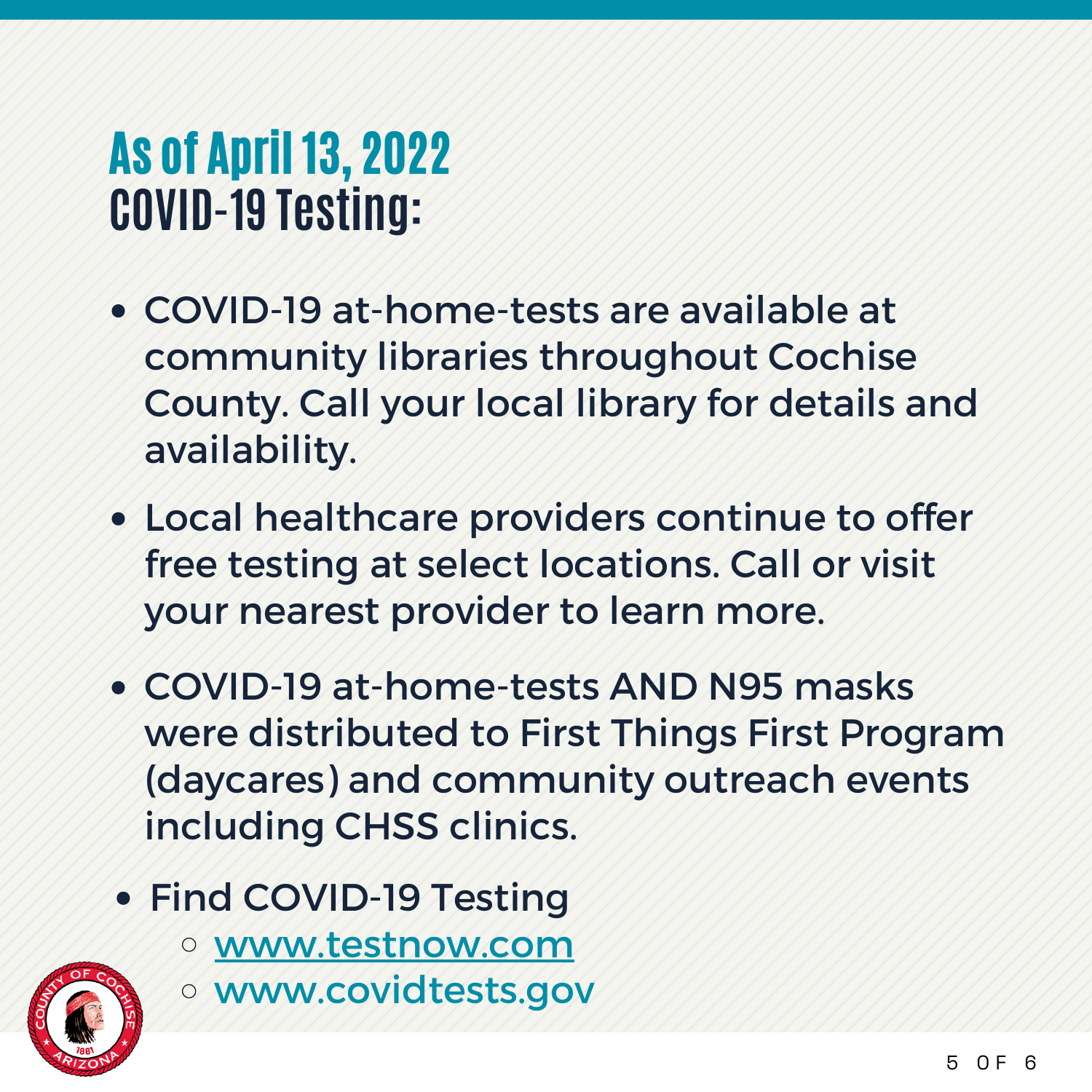# As of April 13, 2022
# COVID-19 Testing:

- COVID-19 at-home-tests are available at community libraries throughout Cochise County. Call your local library for details and availability.
- Local healthcare providers continue to offer free testing at select locations. Call or visit your nearest provider to learn more.
- COVID-19 at-home-tests AND N95 masks were distributed to First Things First Program (daycares) and community outreach events including CHSS clinics.
- Find COVID-19 Testing
  - www.testnow.com
  - www.covidtests.gov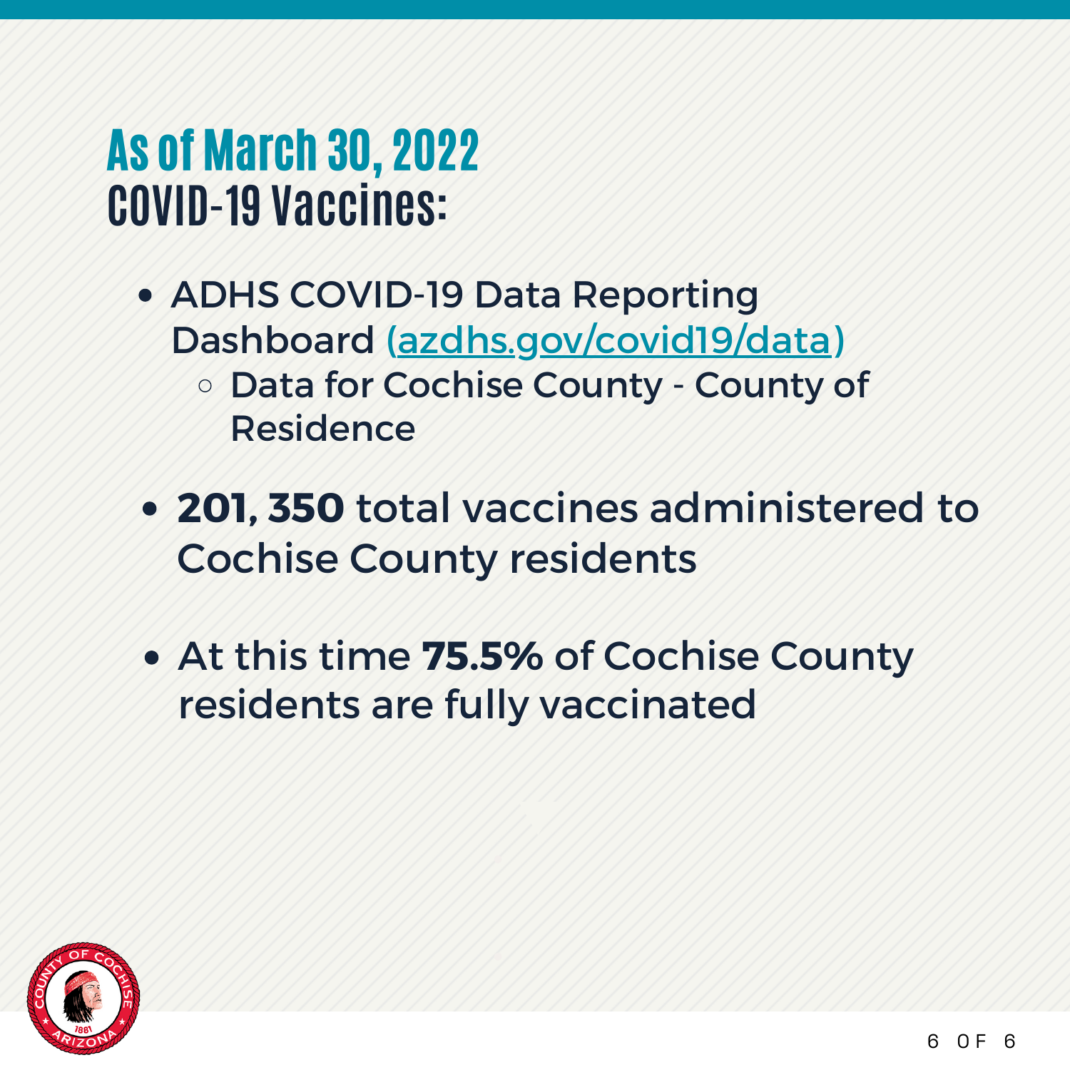# As of March 30, 2022
## COVID-19 Vaccines:

- ADHS COVID-19 Data Reporting Dashboard (azdhs.gov/covid19/data)
  - Data for Cochise County - County of Residence
- **201, 350** total vaccines administered to Cochise County residents
- At this time **75.5%** of Cochise County residents are fully vaccinated